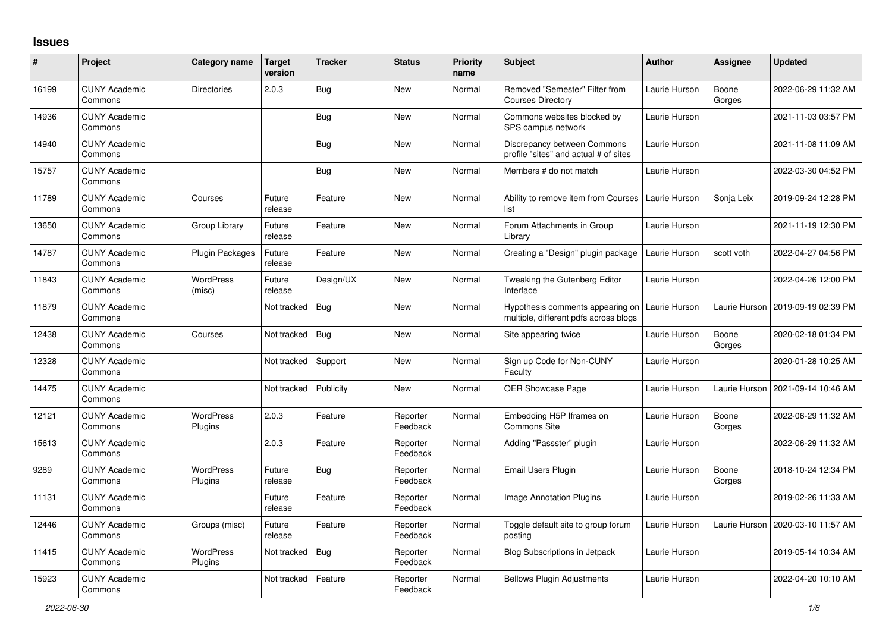## Issues

| # | Project | Category name | Target version | Tracker | Status | Priority name | Subject | Author | Assignee | Updated |
|---|---|---|---|---|---|---|---|---|---|---|
| 16199 | CUNY Academic Commons | Directories | 2.0.3 | Bug | New | Normal | Removed "Semester" Filter from Courses Directory | Laurie Hurson | Boone Gorges | 2022-06-29 11:32 AM |
| 14936 | CUNY Academic Commons | | | Bug | New | Normal | Commons websites blocked by SPS campus network | Laurie Hurson | | 2021-11-03 03:57 PM |
| 14940 | CUNY Academic Commons | | | Bug | New | Normal | Discrepancy between Commons profile "sites" and actual # of sites | Laurie Hurson | | 2021-11-08 11:09 AM |
| 15757 | CUNY Academic Commons | | | Bug | New | Normal | Members # do not match | Laurie Hurson | | 2022-03-30 04:52 PM |
| 11789 | CUNY Academic Commons | Courses | Future release | Feature | New | Normal | Ability to remove item from Courses list | Laurie Hurson | Sonja Leix | 2019-09-24 12:28 PM |
| 13650 | CUNY Academic Commons | Group Library | Future release | Feature | New | Normal | Forum Attachments in Group Library | Laurie Hurson | | 2021-11-19 12:30 PM |
| 14787 | CUNY Academic Commons | Plugin Packages | Future release | Feature | New | Normal | Creating a "Design" plugin package | Laurie Hurson | scott voth | 2022-04-27 04:56 PM |
| 11843 | CUNY Academic Commons | WordPress (misc) | Future release | Design/UX | New | Normal | Tweaking the Gutenberg Editor Interface | Laurie Hurson | | 2022-04-26 12:00 PM |
| 11879 | CUNY Academic Commons | | Not tracked | Bug | New | Normal | Hypothesis comments appearing on multiple, different pdfs across blogs | Laurie Hurson | Laurie Hurson | 2019-09-19 02:39 PM |
| 12438 | CUNY Academic Commons | Courses | Not tracked | Bug | New | Normal | Site appearing twice | Laurie Hurson | Boone Gorges | 2020-02-18 01:34 PM |
| 12328 | CUNY Academic Commons | | Not tracked | Support | New | Normal | Sign up Code for Non-CUNY Faculty | Laurie Hurson | | 2020-01-28 10:25 AM |
| 14475 | CUNY Academic Commons | | Not tracked | Publicity | New | Normal | OER Showcase Page | Laurie Hurson | Laurie Hurson | 2021-09-14 10:46 AM |
| 12121 | CUNY Academic Commons | WordPress Plugins | 2.0.3 | Feature | Reporter Feedback | Normal | Embedding H5P Iframes on Commons Site | Laurie Hurson | Boone Gorges | 2022-06-29 11:32 AM |
| 15613 | CUNY Academic Commons | | 2.0.3 | Feature | Reporter Feedback | Normal | Adding "Passster" plugin | Laurie Hurson | | 2022-06-29 11:32 AM |
| 9289 | CUNY Academic Commons | WordPress Plugins | Future release | Bug | Reporter Feedback | Normal | Email Users Plugin | Laurie Hurson | Boone Gorges | 2018-10-24 12:34 PM |
| 11131 | CUNY Academic Commons | | Future release | Feature | Reporter Feedback | Normal | Image Annotation Plugins | Laurie Hurson | | 2019-02-26 11:33 AM |
| 12446 | CUNY Academic Commons | Groups (misc) | Future release | Feature | Reporter Feedback | Normal | Toggle default site to group forum posting | Laurie Hurson | Laurie Hurson | 2020-03-10 11:57 AM |
| 11415 | CUNY Academic Commons | WordPress Plugins | Not tracked | Bug | Reporter Feedback | Normal | Blog Subscriptions in Jetpack | Laurie Hurson | | 2019-05-14 10:34 AM |
| 15923 | CUNY Academic Commons | | Not tracked | Feature | Reporter Feedback | Normal | Bellows Plugin Adjustments | Laurie Hurson | | 2022-04-20 10:10 AM |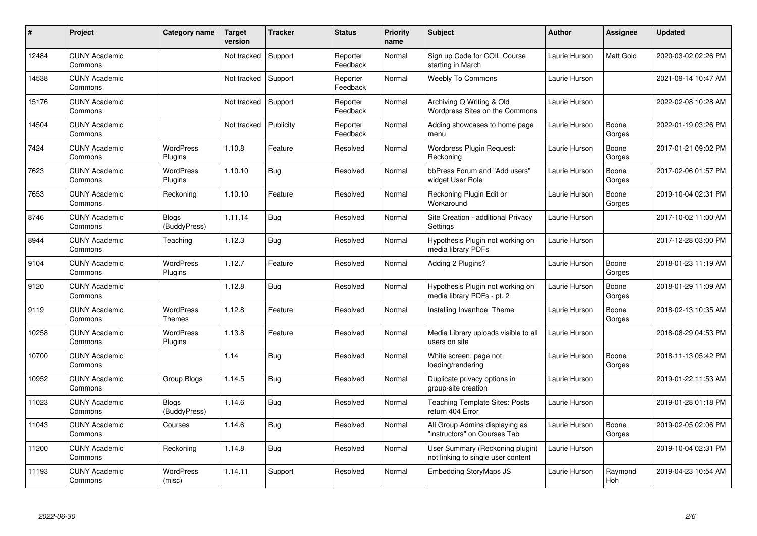| # | Project | Category name | Target version | Tracker | Status | Priority name | Subject | Author | Assignee | Updated |
|---|---|---|---|---|---|---|---|---|---|---|
| 12484 | CUNY Academic Commons | | Not tracked | Support | Reporter Feedback | Normal | Sign up Code for COIL Course starting in March | Laurie Hurson | Matt Gold | 2020-03-02 02:26 PM |
| 14538 | CUNY Academic Commons | | Not tracked | Support | Reporter Feedback | Normal | Weebly To Commons | Laurie Hurson | | 2021-09-14 10:47 AM |
| 15176 | CUNY Academic Commons | | Not tracked | Support | Reporter Feedback | Normal | Archiving Q Writing & Old Wordpress Sites on the Commons | Laurie Hurson | | 2022-02-08 10:28 AM |
| 14504 | CUNY Academic Commons | | Not tracked | Publicity | Reporter Feedback | Normal | Adding showcases to home page menu | Laurie Hurson | Boone Gorges | 2022-01-19 03:26 PM |
| 7424 | CUNY Academic Commons | WordPress Plugins | 1.10.8 | Feature | Resolved | Normal | Wordpress Plugin Request: Reckoning | Laurie Hurson | Boone Gorges | 2017-01-21 09:02 PM |
| 7623 | CUNY Academic Commons | WordPress Plugins | 1.10.10 | Bug | Resolved | Normal | bbPress Forum and "Add users" widget User Role | Laurie Hurson | Boone Gorges | 2017-02-06 01:57 PM |
| 7653 | CUNY Academic Commons | Reckoning | 1.10.10 | Feature | Resolved | Normal | Reckoning Plugin Edit or Workaround | Laurie Hurson | Boone Gorges | 2019-10-04 02:31 PM |
| 8746 | CUNY Academic Commons | Blogs (BuddyPress) | 1.11.14 | Bug | Resolved | Normal | Site Creation - additional Privacy Settings | Laurie Hurson | | 2017-10-02 11:00 AM |
| 8944 | CUNY Academic Commons | Teaching | 1.12.3 | Bug | Resolved | Normal | Hypothesis Plugin not working on media library PDFs | Laurie Hurson | | 2017-12-28 03:00 PM |
| 9104 | CUNY Academic Commons | WordPress Plugins | 1.12.7 | Feature | Resolved | Normal | Adding 2 Plugins? | Laurie Hurson | Boone Gorges | 2018-01-23 11:19 AM |
| 9120 | CUNY Academic Commons | | 1.12.8 | Bug | Resolved | Normal | Hypothesis Plugin not working on media library PDFs - pt. 2 | Laurie Hurson | Boone Gorges | 2018-01-29 11:09 AM |
| 9119 | CUNY Academic Commons | WordPress Themes | 1.12.8 | Feature | Resolved | Normal | Installing Invanhoe Theme | Laurie Hurson | Boone Gorges | 2018-02-13 10:35 AM |
| 10258 | CUNY Academic Commons | WordPress Plugins | 1.13.8 | Feature | Resolved | Normal | Media Library uploads visible to all users on site | Laurie Hurson | | 2018-08-29 04:53 PM |
| 10700 | CUNY Academic Commons | | 1.14 | Bug | Resolved | Normal | White screen: page not loading/rendering | Laurie Hurson | Boone Gorges | 2018-11-13 05:42 PM |
| 10952 | CUNY Academic Commons | Group Blogs | 1.14.5 | Bug | Resolved | Normal | Duplicate privacy options in group-site creation | Laurie Hurson | | 2019-01-22 11:53 AM |
| 11023 | CUNY Academic Commons | Blogs (BuddyPress) | 1.14.6 | Bug | Resolved | Normal | Teaching Template Sites: Posts return 404 Error | Laurie Hurson | | 2019-01-28 01:18 PM |
| 11043 | CUNY Academic Commons | Courses | 1.14.6 | Bug | Resolved | Normal | All Group Admins displaying as "instructors" on Courses Tab | Laurie Hurson | Boone Gorges | 2019-02-05 02:06 PM |
| 11200 | CUNY Academic Commons | Reckoning | 1.14.8 | Bug | Resolved | Normal | User Summary (Reckoning plugin) not linking to single user content | Laurie Hurson | | 2019-10-04 02:31 PM |
| 11193 | CUNY Academic Commons | WordPress (misc) | 1.14.11 | Support | Resolved | Normal | Embedding StoryMaps JS | Laurie Hurson | Raymond Hoh | 2019-04-23 10:54 AM |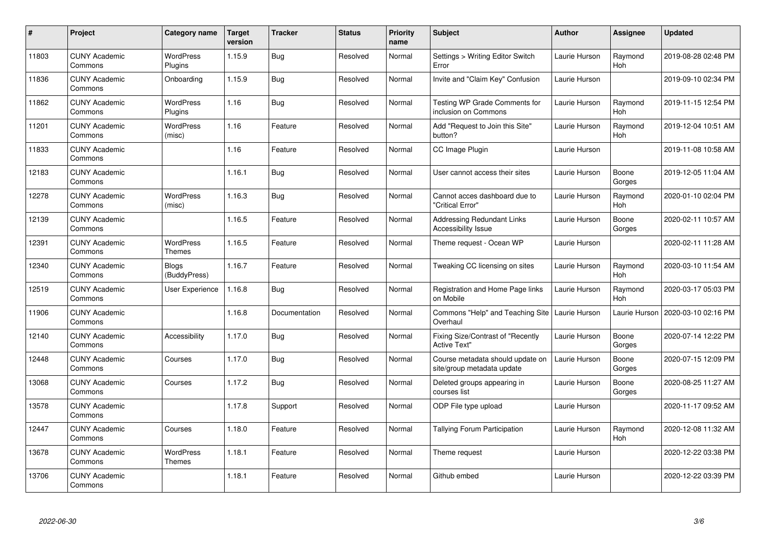| # | Project | Category name | Target version | Tracker | Status | Priority name | Subject | Author | Assignee | Updated |
|---|---|---|---|---|---|---|---|---|---|---|
| 11803 | CUNY Academic Commons | WordPress Plugins | 1.15.9 | Bug | Resolved | Normal | Settings > Writing Editor Switch Error | Laurie Hurson | Raymond Hoh | 2019-08-28 02:48 PM |
| 11836 | CUNY Academic Commons | Onboarding | 1.15.9 | Bug | Resolved | Normal | Invite and "Claim Key" Confusion | Laurie Hurson | | 2019-09-10 02:34 PM |
| 11862 | CUNY Academic Commons | WordPress Plugins | 1.16 | Bug | Resolved | Normal | Testing WP Grade Comments for inclusion on Commons | Laurie Hurson | Raymond Hoh | 2019-11-15 12:54 PM |
| 11201 | CUNY Academic Commons | WordPress (misc) | 1.16 | Feature | Resolved | Normal | Add "Request to Join this Site" button? | Laurie Hurson | Raymond Hoh | 2019-12-04 10:51 AM |
| 11833 | CUNY Academic Commons | | 1.16 | Feature | Resolved | Normal | CC Image Plugin | Laurie Hurson | | 2019-11-08 10:58 AM |
| 12183 | CUNY Academic Commons | | 1.16.1 | Bug | Resolved | Normal | User cannot access their sites | Laurie Hurson | Boone Gorges | 2019-12-05 11:04 AM |
| 12278 | CUNY Academic Commons | WordPress (misc) | 1.16.3 | Bug | Resolved | Normal | Cannot acces dashboard due to "Critical Error" | Laurie Hurson | Raymond Hoh | 2020-01-10 02:04 PM |
| 12139 | CUNY Academic Commons | | 1.16.5 | Feature | Resolved | Normal | Addressing Redundant Links Accessibility Issue | Laurie Hurson | Boone Gorges | 2020-02-11 10:57 AM |
| 12391 | CUNY Academic Commons | WordPress Themes | 1.16.5 | Feature | Resolved | Normal | Theme request - Ocean WP | Laurie Hurson | | 2020-02-11 11:28 AM |
| 12340 | CUNY Academic Commons | Blogs (BuddyPress) | 1.16.7 | Feature | Resolved | Normal | Tweaking CC licensing on sites | Laurie Hurson | Raymond Hoh | 2020-03-10 11:54 AM |
| 12519 | CUNY Academic Commons | User Experience | 1.16.8 | Bug | Resolved | Normal | Registration and Home Page links on Mobile | Laurie Hurson | Raymond Hoh | 2020-03-17 05:03 PM |
| 11906 | CUNY Academic Commons | | 1.16.8 | Documentation | Resolved | Normal | Commons "Help" and Teaching Site Overhaul | Laurie Hurson | Laurie Hurson | 2020-03-10 02:16 PM |
| 12140 | CUNY Academic Commons | Accessibility | 1.17.0 | Bug | Resolved | Normal | Fixing Size/Contrast of "Recently Active Text" | Laurie Hurson | Boone Gorges | 2020-07-14 12:22 PM |
| 12448 | CUNY Academic Commons | Courses | 1.17.0 | Bug | Resolved | Normal | Course metadata should update on site/group metadata update | Laurie Hurson | Boone Gorges | 2020-07-15 12:09 PM |
| 13068 | CUNY Academic Commons | Courses | 1.17.2 | Bug | Resolved | Normal | Deleted groups appearing in courses list | Laurie Hurson | Boone Gorges | 2020-08-25 11:27 AM |
| 13578 | CUNY Academic Commons | | 1.17.8 | Support | Resolved | Normal | ODP File type upload | Laurie Hurson | | 2020-11-17 09:52 AM |
| 12447 | CUNY Academic Commons | Courses | 1.18.0 | Feature | Resolved | Normal | Tallying Forum Participation | Laurie Hurson | Raymond Hoh | 2020-12-08 11:32 AM |
| 13678 | CUNY Academic Commons | WordPress Themes | 1.18.1 | Feature | Resolved | Normal | Theme request | Laurie Hurson | | 2020-12-22 03:38 PM |
| 13706 | CUNY Academic Commons | | 1.18.1 | Feature | Resolved | Normal | Github embed | Laurie Hurson | | 2020-12-22 03:39 PM |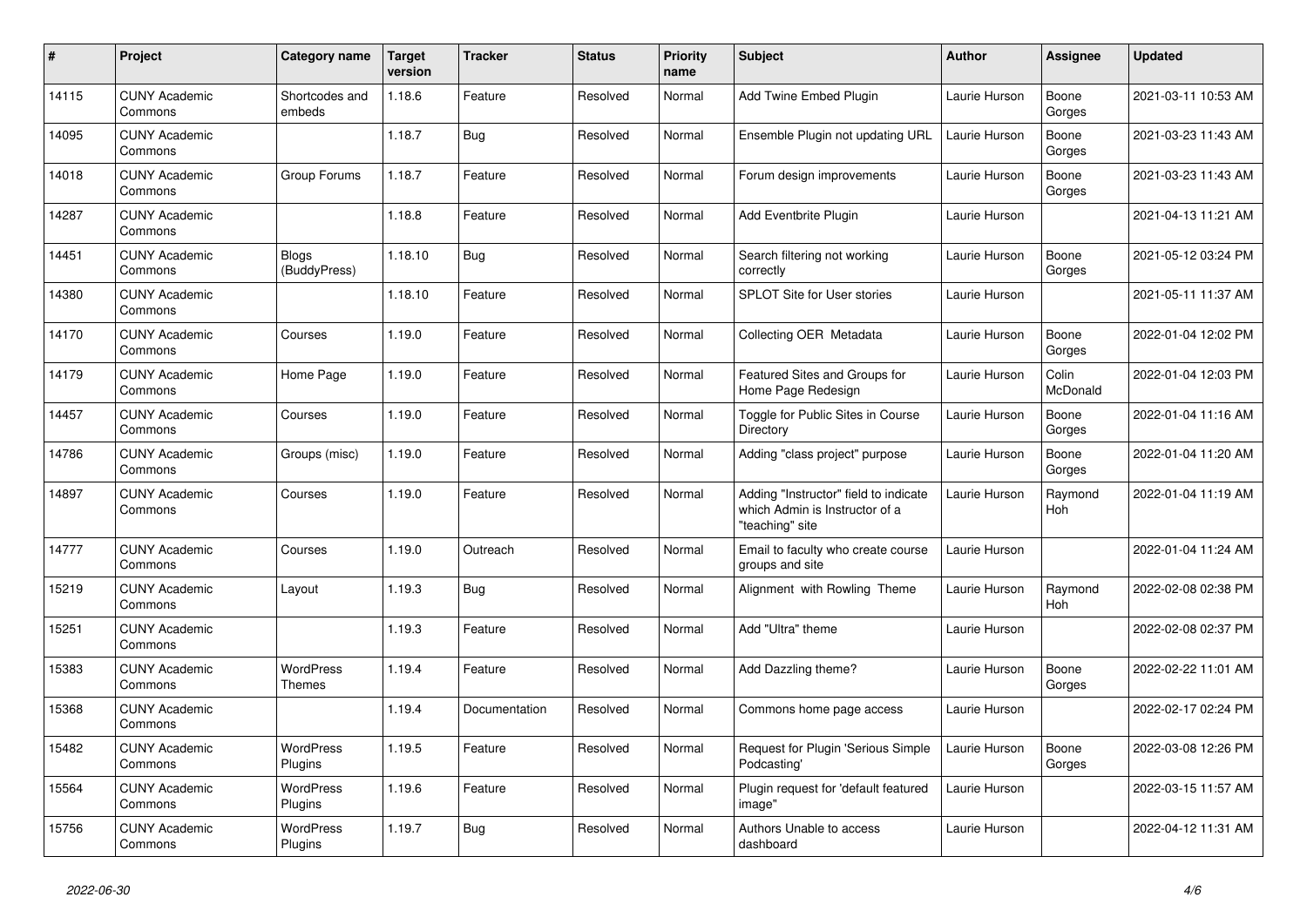| # | Project | Category name | Target version | Tracker | Status | Priority name | Subject | Author | Assignee | Updated |
|---|---|---|---|---|---|---|---|---|---|---|
| 14115 | CUNY Academic Commons | Shortcodes and embeds | 1.18.6 | Feature | Resolved | Normal | Add Twine Embed Plugin | Laurie Hurson | Boone Gorges | 2021-03-11 10:53 AM |
| 14095 | CUNY Academic Commons | | 1.18.7 | Bug | Resolved | Normal | Ensemble Plugin not updating URL | Laurie Hurson | Boone Gorges | 2021-03-23 11:43 AM |
| 14018 | CUNY Academic Commons | Group Forums | 1.18.7 | Feature | Resolved | Normal | Forum design improvements | Laurie Hurson | Boone Gorges | 2021-03-23 11:43 AM |
| 14287 | CUNY Academic Commons | | 1.18.8 | Feature | Resolved | Normal | Add Eventbrite Plugin | Laurie Hurson | | 2021-04-13 11:21 AM |
| 14451 | CUNY Academic Commons | Blogs (BuddyPress) | 1.18.10 | Bug | Resolved | Normal | Search filtering not working correctly | Laurie Hurson | Boone Gorges | 2021-05-12 03:24 PM |
| 14380 | CUNY Academic Commons | | 1.18.10 | Feature | Resolved | Normal | SPLOT Site for User stories | Laurie Hurson | | 2021-05-11 11:37 AM |
| 14170 | CUNY Academic Commons | Courses | 1.19.0 | Feature | Resolved | Normal | Collecting OER Metadata | Laurie Hurson | Boone Gorges | 2022-01-04 12:02 PM |
| 14179 | CUNY Academic Commons | Home Page | 1.19.0 | Feature | Resolved | Normal | Featured Sites and Groups for Home Page Redesign | Laurie Hurson | Colin McDonald | 2022-01-04 12:03 PM |
| 14457 | CUNY Academic Commons | Courses | 1.19.0 | Feature | Resolved | Normal | Toggle for Public Sites in Course Directory | Laurie Hurson | Boone Gorges | 2022-01-04 11:16 AM |
| 14786 | CUNY Academic Commons | Groups (misc) | 1.19.0 | Feature | Resolved | Normal | Adding "class project" purpose | Laurie Hurson | Boone Gorges | 2022-01-04 11:20 AM |
| 14897 | CUNY Academic Commons | Courses | 1.19.0 | Feature | Resolved | Normal | Adding "Instructor" field to indicate which Admin is Instructor of a "teaching" site | Laurie Hurson | Raymond Hoh | 2022-01-04 11:19 AM |
| 14777 | CUNY Academic Commons | Courses | 1.19.0 | Outreach | Resolved | Normal | Email to faculty who create course groups and site | Laurie Hurson | | 2022-01-04 11:24 AM |
| 15219 | CUNY Academic Commons | Layout | 1.19.3 | Bug | Resolved | Normal | Alignment with Rowling Theme | Laurie Hurson | Raymond Hoh | 2022-02-08 02:38 PM |
| 15251 | CUNY Academic Commons | | 1.19.3 | Feature | Resolved | Normal | Add "Ultra" theme | Laurie Hurson | | 2022-02-08 02:37 PM |
| 15383 | CUNY Academic Commons | WordPress Themes | 1.19.4 | Feature | Resolved | Normal | Add Dazzling theme? | Laurie Hurson | Boone Gorges | 2022-02-22 11:01 AM |
| 15368 | CUNY Academic Commons | | 1.19.4 | Documentation | Resolved | Normal | Commons home page access | Laurie Hurson | | 2022-02-17 02:24 PM |
| 15482 | CUNY Academic Commons | WordPress Plugins | 1.19.5 | Feature | Resolved | Normal | Request for Plugin 'Serious Simple Podcasting' | Laurie Hurson | Boone Gorges | 2022-03-08 12:26 PM |
| 15564 | CUNY Academic Commons | WordPress Plugins | 1.19.6 | Feature | Resolved | Normal | Plugin request for 'default featured image" | Laurie Hurson | | 2022-03-15 11:57 AM |
| 15756 | CUNY Academic Commons | WordPress Plugins | 1.19.7 | Bug | Resolved | Normal | Authors Unable to access dashboard | Laurie Hurson | | 2022-04-12 11:31 AM |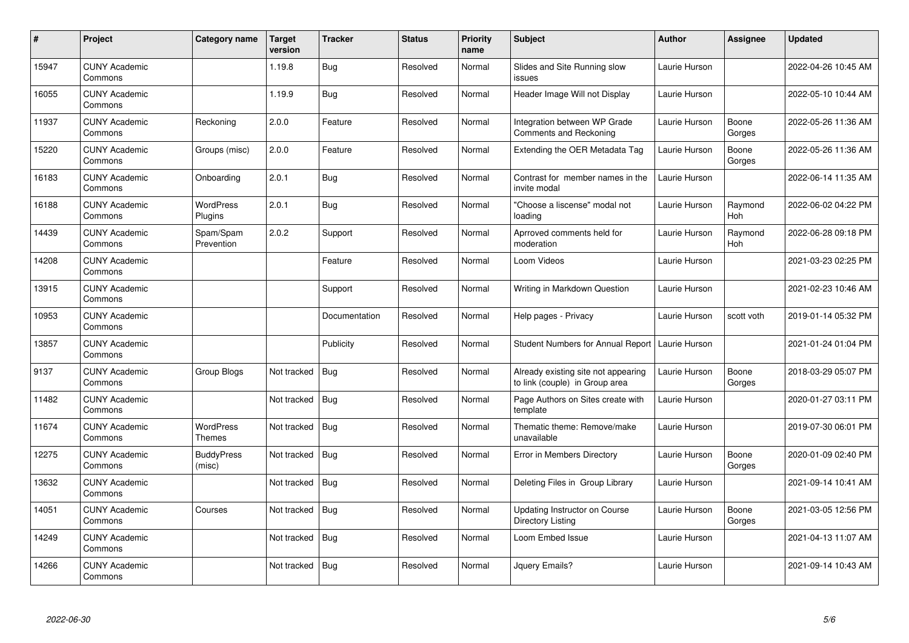| # | Project | Category name | Target version | Tracker | Status | Priority name | Subject | Author | Assignee | Updated |
|---|---|---|---|---|---|---|---|---|---|---|
| 15947 | CUNY Academic Commons | | 1.19.8 | Bug | Resolved | Normal | Slides and Site Running slow issues | Laurie Hurson | | 2022-04-26 10:45 AM |
| 16055 | CUNY Academic Commons | | 1.19.9 | Bug | Resolved | Normal | Header Image Will not Display | Laurie Hurson | | 2022-05-10 10:44 AM |
| 11937 | CUNY Academic Commons | Reckoning | 2.0.0 | Feature | Resolved | Normal | Integration between WP Grade Comments and Reckoning | Laurie Hurson | Boone Gorges | 2022-05-26 11:36 AM |
| 15220 | CUNY Academic Commons | Groups (misc) | 2.0.0 | Feature | Resolved | Normal | Extending the OER Metadata Tag | Laurie Hurson | Boone Gorges | 2022-05-26 11:36 AM |
| 16183 | CUNY Academic Commons | Onboarding | 2.0.1 | Bug | Resolved | Normal | Contrast for member names in the invite modal | Laurie Hurson | | 2022-06-14 11:35 AM |
| 16188 | CUNY Academic Commons | WordPress Plugins | 2.0.1 | Bug | Resolved | Normal | "Choose a liscense" modal not loading | Laurie Hurson | Raymond Hoh | 2022-06-02 04:22 PM |
| 14439 | CUNY Academic Commons | Spam/Spam Prevention | 2.0.2 | Support | Resolved | Normal | Aprroved comments held for moderation | Laurie Hurson | Raymond Hoh | 2022-06-28 09:18 PM |
| 14208 | CUNY Academic Commons | | | Feature | Resolved | Normal | Loom Videos | Laurie Hurson | | 2021-03-23 02:25 PM |
| 13915 | CUNY Academic Commons | | | Support | Resolved | Normal | Writing in Markdown Question | Laurie Hurson | | 2021-02-23 10:46 AM |
| 10953 | CUNY Academic Commons | | | Documentation | Resolved | Normal | Help pages - Privacy | Laurie Hurson | scott voth | 2019-01-14 05:32 PM |
| 13857 | CUNY Academic Commons | | | Publicity | Resolved | Normal | Student Numbers for Annual Report | Laurie Hurson | | 2021-01-24 01:04 PM |
| 9137 | CUNY Academic Commons | Group Blogs | Not tracked | Bug | Resolved | Normal | Already existing site not appearing to link (couple) in Group area | Laurie Hurson | Boone Gorges | 2018-03-29 05:07 PM |
| 11482 | CUNY Academic Commons | | Not tracked | Bug | Resolved | Normal | Page Authors on Sites create with template | Laurie Hurson | | 2020-01-27 03:11 PM |
| 11674 | CUNY Academic Commons | WordPress Themes | Not tracked | Bug | Resolved | Normal | Thematic theme: Remove/make unavailable | Laurie Hurson | | 2019-07-30 06:01 PM |
| 12275 | CUNY Academic Commons | BuddyPress (misc) | Not tracked | Bug | Resolved | Normal | Error in Members Directory | Laurie Hurson | Boone Gorges | 2020-01-09 02:40 PM |
| 13632 | CUNY Academic Commons | | Not tracked | Bug | Resolved | Normal | Deleting Files in Group Library | Laurie Hurson | | 2021-09-14 10:41 AM |
| 14051 | CUNY Academic Commons | Courses | Not tracked | Bug | Resolved | Normal | Updating Instructor on Course Directory Listing | Laurie Hurson | Boone Gorges | 2021-03-05 12:56 PM |
| 14249 | CUNY Academic Commons | | Not tracked | Bug | Resolved | Normal | Loom Embed Issue | Laurie Hurson | | 2021-04-13 11:07 AM |
| 14266 | CUNY Academic Commons | | Not tracked | Bug | Resolved | Normal | Jquery Emails? | Laurie Hurson | | 2021-09-14 10:43 AM |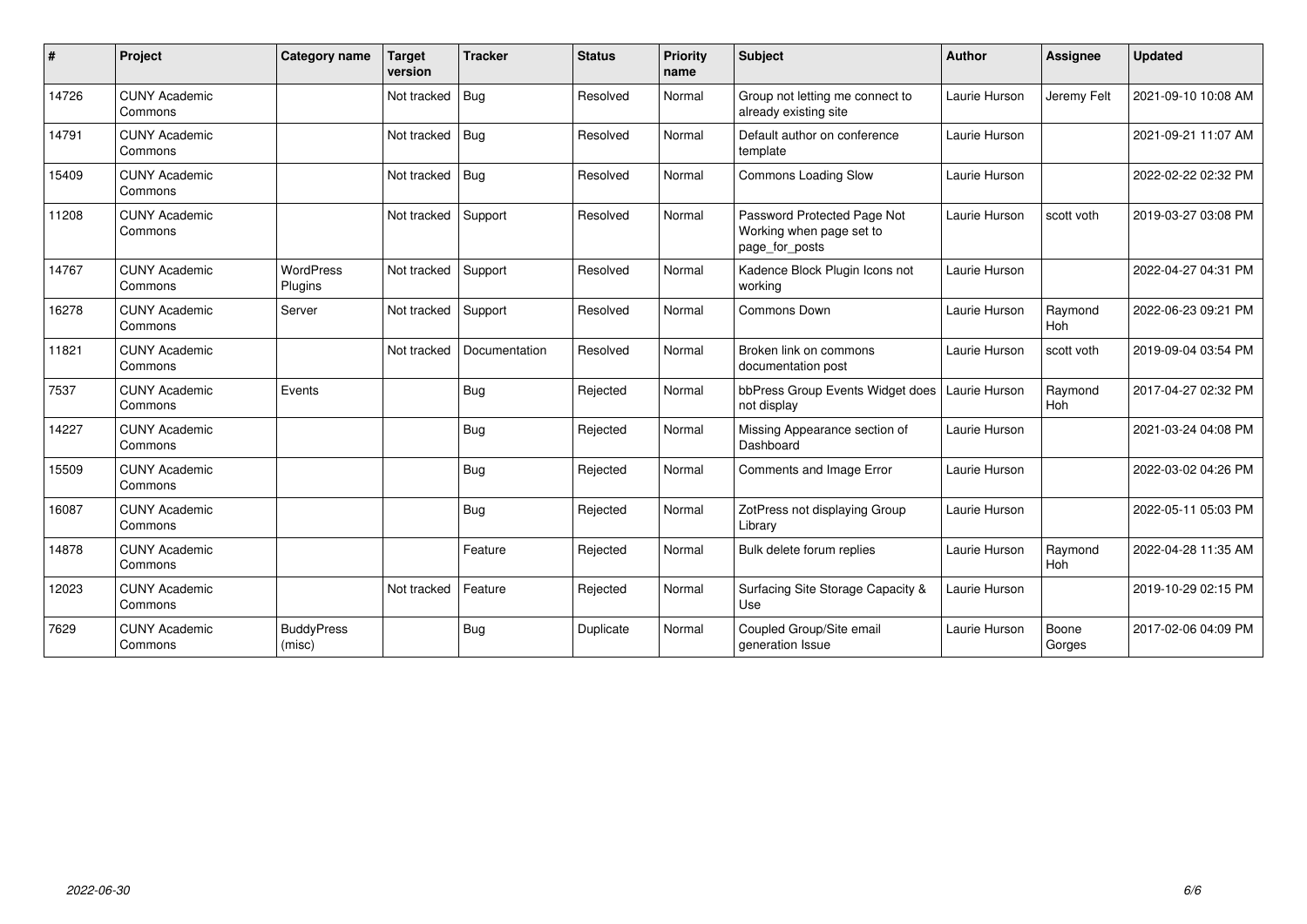| # | Project | Category name | Target version | Tracker | Status | Priority name | Subject | Author | Assignee | Updated |
|---|---|---|---|---|---|---|---|---|---|---|
| 14726 | CUNY Academic Commons | | Not tracked | Bug | Resolved | Normal | Group not letting me connect to already existing site | Laurie Hurson | Jeremy Felt | 2021-09-10 10:08 AM |
| 14791 | CUNY Academic Commons | | Not tracked | Bug | Resolved | Normal | Default author on conference template | Laurie Hurson | | 2021-09-21 11:07 AM |
| 15409 | CUNY Academic Commons | | Not tracked | Bug | Resolved | Normal | Commons Loading Slow | Laurie Hurson | | 2022-02-22 02:32 PM |
| 11208 | CUNY Academic Commons | | Not tracked | Support | Resolved | Normal | Password Protected Page Not Working when page set to page_for_posts | Laurie Hurson | scott voth | 2019-03-27 03:08 PM |
| 14767 | CUNY Academic Commons | WordPress Plugins | Not tracked | Support | Resolved | Normal | Kadence Block Plugin Icons not working | Laurie Hurson | | 2022-04-27 04:31 PM |
| 16278 | CUNY Academic Commons | Server | Not tracked | Support | Resolved | Normal | Commons Down | Laurie Hurson | Raymond Hoh | 2022-06-23 09:21 PM |
| 11821 | CUNY Academic Commons | | Not tracked | Documentation | Resolved | Normal | Broken link on commons documentation post | Laurie Hurson | scott voth | 2019-09-04 03:54 PM |
| 7537 | CUNY Academic Commons | Events | | Bug | Rejected | Normal | bbPress Group Events Widget does not display | Laurie Hurson | Raymond Hoh | 2017-04-27 02:32 PM |
| 14227 | CUNY Academic Commons | | | Bug | Rejected | Normal | Missing Appearance section of Dashboard | Laurie Hurson | | 2021-03-24 04:08 PM |
| 15509 | CUNY Academic Commons | | | Bug | Rejected | Normal | Comments and Image Error | Laurie Hurson | | 2022-03-02 04:26 PM |
| 16087 | CUNY Academic Commons | | | Bug | Rejected | Normal | ZotPress not displaying Group Library | Laurie Hurson | | 2022-05-11 05:03 PM |
| 14878 | CUNY Academic Commons | | | Feature | Rejected | Normal | Bulk delete forum replies | Laurie Hurson | Raymond Hoh | 2022-04-28 11:35 AM |
| 12023 | CUNY Academic Commons | | Not tracked | Feature | Rejected | Normal | Surfacing Site Storage Capacity & Use | Laurie Hurson | | 2019-10-29 02:15 PM |
| 7629 | CUNY Academic Commons | BuddyPress (misc) | | Bug | Duplicate | Normal | Coupled Group/Site email generation Issue | Laurie Hurson | Boone Gorges | 2017-02-06 04:09 PM |